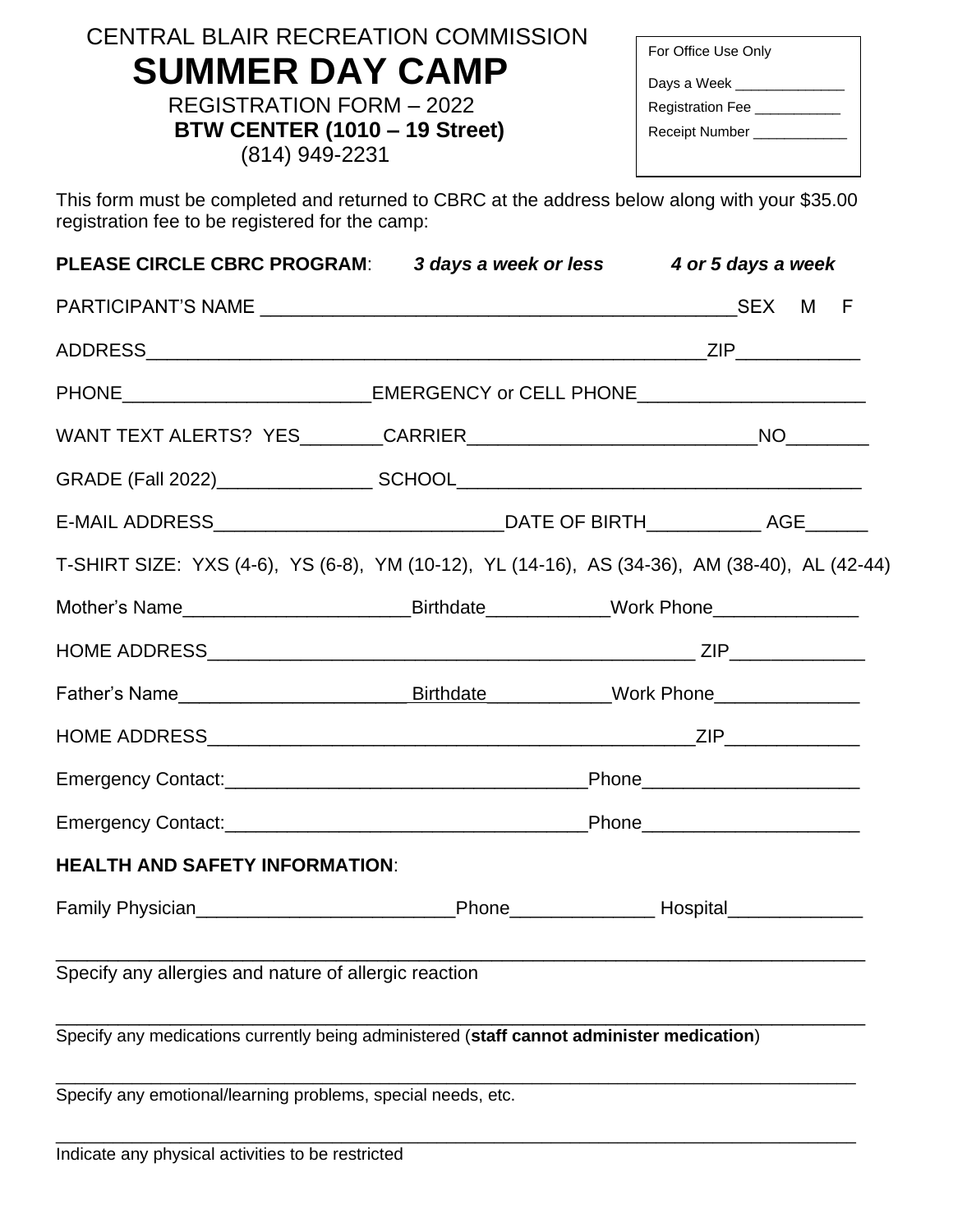CENTRAL BLAIR RECREATION COMMISSION

# SUMMER DAY CAMP

REGISTRATION FORM – 2022

**BTW CENTER (1010 – 19 Street)**

(814) 949-2231

| For Office Use Only |
|---|
| Days a Week ______________ |
| Registration Fee ___________ |
| Receipt Number ____________ |

This form must be completed and returned to CBRC at the address below along with your $35.00 registration fee to be registered for the camp:

**PLEASE CIRCLE CBRC PROGRAM**: ***3 days a week or less*** ***4 or 5 days a week***

PARTICIPANT'S NAME ______________________________________________SEX M F

ADDRESS________________________________________________________ZIP____________

PHONE________________________EMERGENCY or CELL PHONE______________________

WANT TEXT ALERTS? YES________CARRIER____________________________NO________

GRADE (Fall 2022)_______________ SCHOOL________________________________________

E-MAIL ADDRESS____________________________DATE OF BIRTH___________ AGE______

T-SHIRT SIZE: YXS (4-6), YS (6-8), YM (10-12), YL (14-16), AS (34-36), AM (38-40), AL (42-44)

Mother's Name______________________Birthdate____________Work Phone______________

HOME ADDRESS________________________________________________ ZIP_____________

Father's Name______________________Birthdate____________Work Phone______________

HOME ADDRESS_______________________________________________ZIP_____________

Emergency Contact:___________________________________Phone_____________________

Emergency Contact:___________________________________Phone_____________________

**HEALTH AND SAFETY INFORMATION**:

Family Physician_________________________Phone______________ Hospital_____________

_______________________________________________________________________________

Specify any allergies and nature of allergic reaction

_______________________________________________________________________________

Specify any medications currently being administered (**staff cannot administer medication**)

_______________________________________________________________________________

Specify any emotional/learning problems, special needs, etc.

_______________________________________________________________________________

Indicate any physical activities to be restricted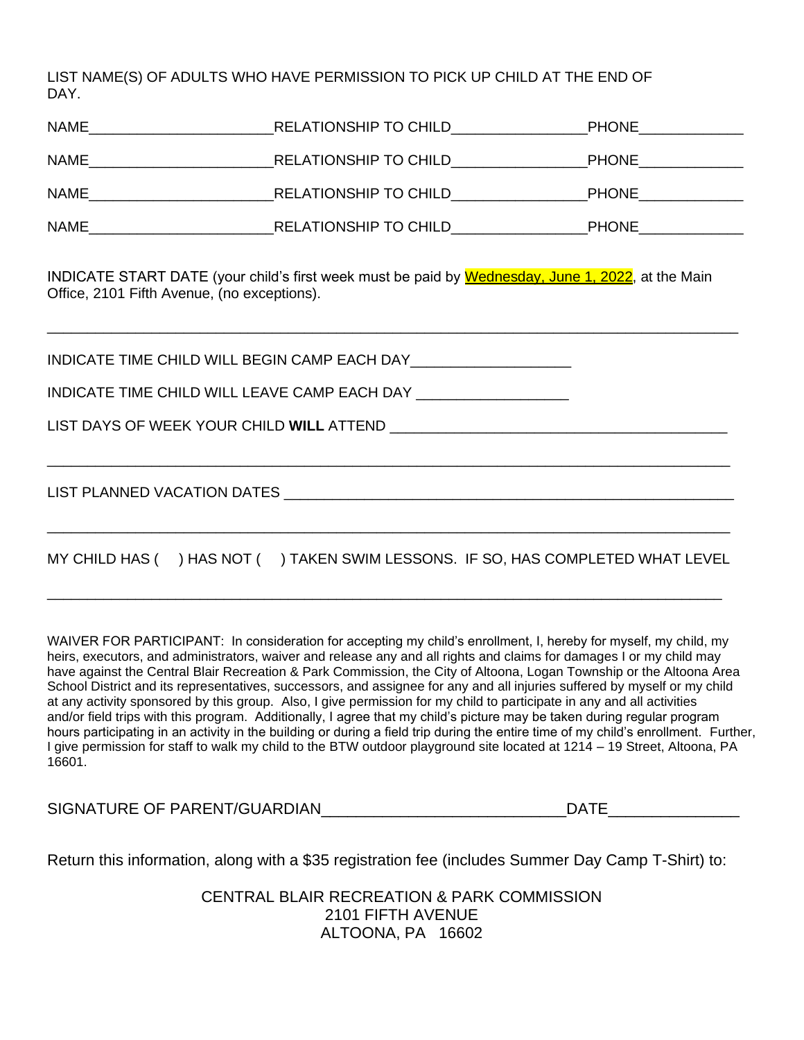LIST NAME(S) OF ADULTS WHO HAVE PERMISSION TO PICK UP CHILD AT THE END OF DAY.

NAME______________________ RELATIONSHIP TO CHILD________________ PHONE_____________

NAME______________________ RELATIONSHIP TO CHILD________________ PHONE_____________

NAME______________________ RELATIONSHIP TO CHILD________________ PHONE_____________

NAME______________________ RELATIONSHIP TO CHILD________________ PHONE_____________

INDICATE START DATE (your child's first week must be paid by Wednesday, June 1, 2022, at the Main Office, 2101 Fifth Avenue, (no exceptions).

_________________________________________________________________________________

INDICATE TIME CHILD WILL BEGIN CAMP EACH DAY___________________

INDICATE TIME CHILD WILL LEAVE CAMP EACH DAY ___________________

LIST DAYS OF WEEK YOUR CHILD **WILL** ATTEND _________________________________________

_________________________________________________________________________________

LIST PLANNED VACATION DATES ________________________________________________________

_________________________________________________________________________________

MY CHILD HAS (  ) HAS NOT (  ) TAKEN SWIM LESSONS. IF SO, HAS COMPLETED WHAT LEVEL

_________________________________________________________________________________

WAIVER FOR PARTICIPANT: In consideration for accepting my child's enrollment, I, hereby for myself, my child, my heirs, executors, and administrators, waiver and release any and all rights and claims for damages I or my child may have against the Central Blair Recreation & Park Commission, the City of Altoona, Logan Township or the Altoona Area School District and its representatives, successors, and assignee for any and all injuries suffered by myself or my child at any activity sponsored by this group. Also, I give permission for my child to participate in any and all activities and/or field trips with this program. Additionally, I agree that my child's picture may be taken during regular program hours participating in an activity in the building or during a field trip during the entire time of my child's enrollment. Further, I give permission for staff to walk my child to the BTW outdoor playground site located at 1214 – 19 Street, Altoona, PA 16601.

SIGNATURE OF PARENT/GUARDIAN____________________________ DATE_______________

Return this information, along with a $35 registration fee (includes Summer Day Camp T-Shirt) to:

CENTRAL BLAIR RECREATION & PARK COMMISSION
2101 FIFTH AVENUE
ALTOONA, PA 16602